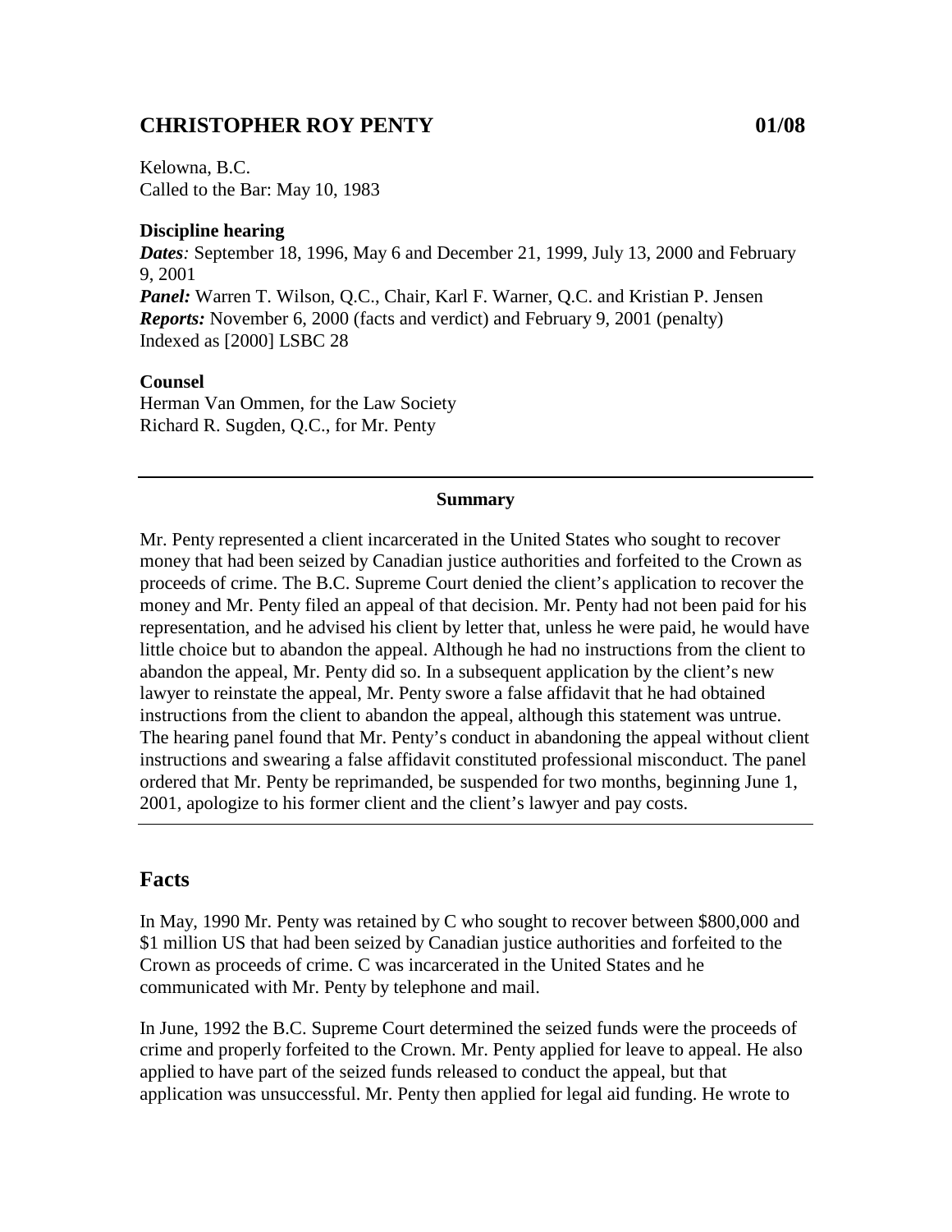## CHRISTOPHER ROY PENTY 01/08

Kelowna, B.C.
Called to the Bar: May 10, 1983

**Discipline hearing**
***Dates**:* September 18, 1996, May 6 and December 21, 1999, July 13, 2000 and February 9, 2001
***Panel:*** Warren T. Wilson, Q.C., Chair, Karl F. Warner, Q.C. and Kristian P. Jensen
***Reports:*** November 6, 2000 (facts and verdict) and February 9, 2001 (penalty)
Indexed as [2000] LSBC 28

**Counsel**
Herman Van Ommen, for the Law Society
Richard R. Sugden, Q.C., for Mr. Penty

---

**Summary**

Mr. Penty represented a client incarcerated in the United States who sought to recover money that had been seized by Canadian justice authorities and forfeited to the Crown as proceeds of crime. The B.C. Supreme Court denied the client's application to recover the money and Mr. Penty filed an appeal of that decision. Mr. Penty had not been paid for his representation, and he advised his client by letter that, unless he were paid, he would have little choice but to abandon the appeal. Although he had no instructions from the client to abandon the appeal, Mr. Penty did so. In a subsequent application by the client's new lawyer to reinstate the appeal, Mr. Penty swore a false affidavit that he had obtained instructions from the client to abandon the appeal, although this statement was untrue. The hearing panel found that Mr. Penty's conduct in abandoning the appeal without client instructions and swearing a false affidavit constituted professional misconduct. The panel ordered that Mr. Penty be reprimanded, be suspended for two months, beginning June 1, 2001, apologize to his former client and the client's lawyer and pay costs.

---

## Facts

In May, 1990 Mr. Penty was retained by C who sought to recover between $800,000 and $1 million US that had been seized by Canadian justice authorities and forfeited to the Crown as proceeds of crime. C was incarcerated in the United States and he communicated with Mr. Penty by telephone and mail.

In June, 1992 the B.C. Supreme Court determined the seized funds were the proceeds of crime and properly forfeited to the Crown. Mr. Penty applied for leave to appeal. He also applied to have part of the seized funds released to conduct the appeal, but that application was unsuccessful. Mr. Penty then applied for legal aid funding. He wrote to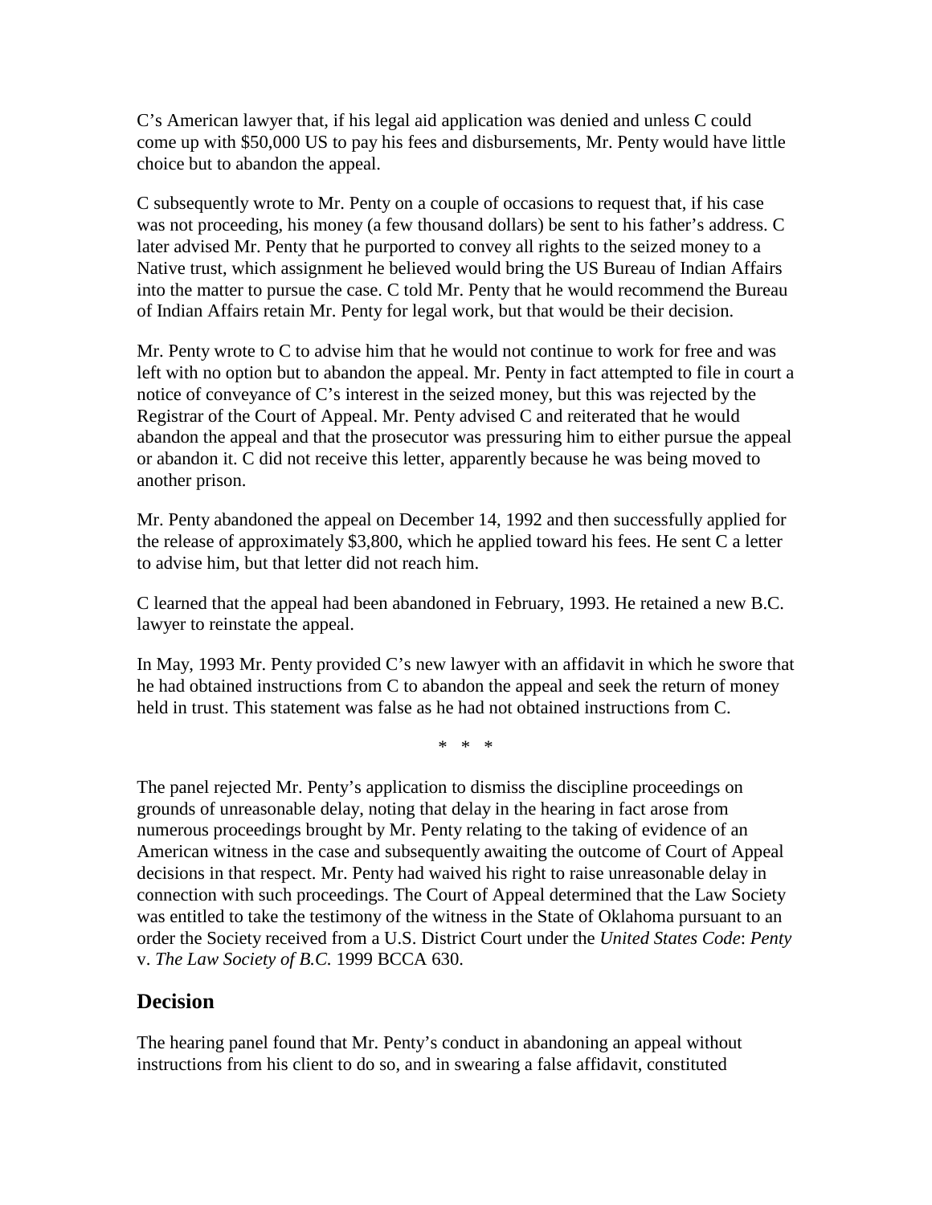C's American lawyer that, if his legal aid application was denied and unless C could come up with $50,000 US to pay his fees and disbursements, Mr. Penty would have little choice but to abandon the appeal.

C subsequently wrote to Mr. Penty on a couple of occasions to request that, if his case was not proceeding, his money (a few thousand dollars) be sent to his father's address. C later advised Mr. Penty that he purported to convey all rights to the seized money to a Native trust, which assignment he believed would bring the US Bureau of Indian Affairs into the matter to pursue the case. C told Mr. Penty that he would recommend the Bureau of Indian Affairs retain Mr. Penty for legal work, but that would be their decision.

Mr. Penty wrote to C to advise him that he would not continue to work for free and was left with no option but to abandon the appeal. Mr. Penty in fact attempted to file in court a notice of conveyance of C's interest in the seized money, but this was rejected by the Registrar of the Court of Appeal. Mr. Penty advised C and reiterated that he would abandon the appeal and that the prosecutor was pressuring him to either pursue the appeal or abandon it. C did not receive this letter, apparently because he was being moved to another prison.

Mr. Penty abandoned the appeal on December 14, 1992 and then successfully applied for the release of approximately $3,800, which he applied toward his fees. He sent C a letter to advise him, but that letter did not reach him.

C learned that the appeal had been abandoned in February, 1993. He retained a new B.C. lawyer to reinstate the appeal.

In May, 1993 Mr. Penty provided C's new lawyer with an affidavit in which he swore that he had obtained instructions from C to abandon the appeal and seek the return of money held in trust. This statement was false as he had not obtained instructions from C.

\* \* \*

The panel rejected Mr. Penty's application to dismiss the discipline proceedings on grounds of unreasonable delay, noting that delay in the hearing in fact arose from numerous proceedings brought by Mr. Penty relating to the taking of evidence of an American witness in the case and subsequently awaiting the outcome of Court of Appeal decisions in that respect. Mr. Penty had waived his right to raise unreasonable delay in connection with such proceedings. The Court of Appeal determined that the Law Society was entitled to take the testimony of the witness in the State of Oklahoma pursuant to an order the Society received from a U.S. District Court under the *United States Code*: *Penty* v. *The Law Society of B.C.* 1999 BCCA 630.

## Decision

The hearing panel found that Mr. Penty's conduct in abandoning an appeal without instructions from his client to do so, and in swearing a false affidavit, constituted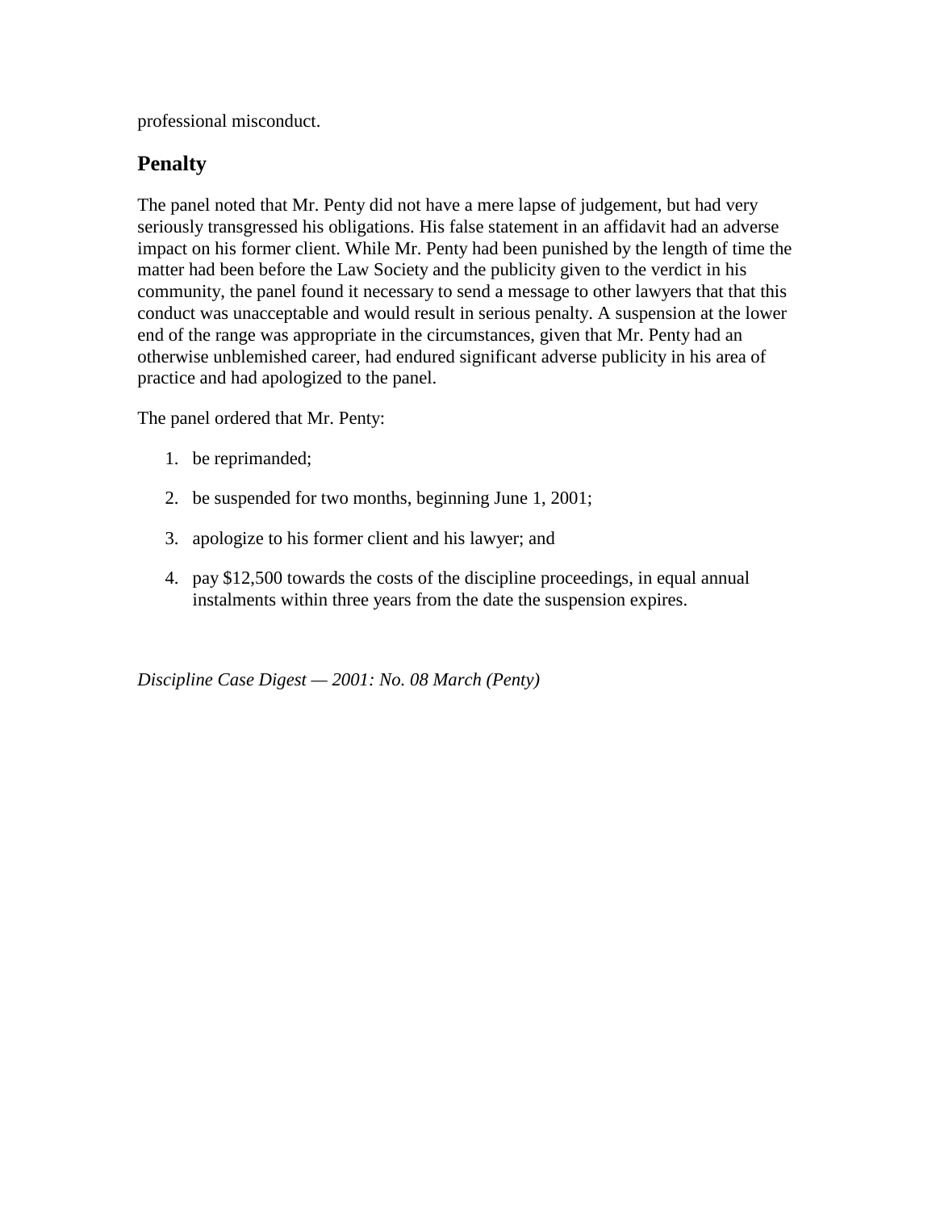professional misconduct.

## Penalty

The panel noted that Mr. Penty did not have a mere lapse of judgement, but had very seriously transgressed his obligations. His false statement in an affidavit had an adverse impact on his former client. While Mr. Penty had been punished by the length of time the matter had been before the Law Society and the publicity given to the verdict in his community, the panel found it necessary to send a message to other lawyers that that this conduct was unacceptable and would result in serious penalty. A suspension at the lower end of the range was appropriate in the circumstances, given that Mr. Penty had an otherwise unblemished career, had endured significant adverse publicity in his area of practice and had apologized to the panel.

The panel ordered that Mr. Penty:

1. be reprimanded;
2. be suspended for two months, beginning June 1, 2001;
3. apologize to his former client and his lawyer; and
4. pay $12,500 towards the costs of the discipline proceedings, in equal annual instalments within three years from the date the suspension expires.

*Discipline Case Digest — 2001: No. 08 March (Penty)*